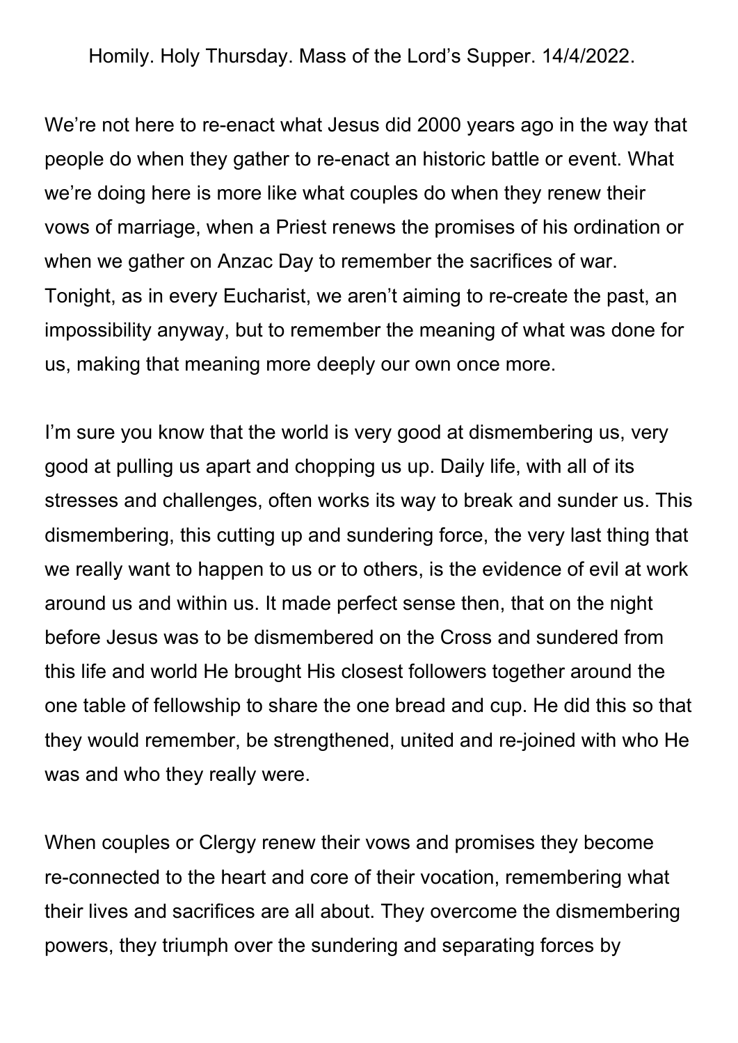Homily. Holy Thursday. Mass of the Lord's Supper. 14/4/2022.

We're not here to re-enact what Jesus did 2000 years ago in the way that people do when they gather to re-enact an historic battle or event. What we're doing here is more like what couples do when they renew their vows of marriage, when a Priest renews the promises of his ordination or when we gather on Anzac Day to remember the sacrifices of war. Tonight, as in every Eucharist, we aren't aiming to re-create the past, an impossibility anyway, but to remember the meaning of what was done for us, making that meaning more deeply our own once more.

I'm sure you know that the world is very good at dismembering us, very good at pulling us apart and chopping us up. Daily life, with all of its stresses and challenges, often works its way to break and sunder us. This dismembering, this cutting up and sundering force, the very last thing that we really want to happen to us or to others, is the evidence of evil at work around us and within us. It made perfect sense then, that on the night before Jesus was to be dismembered on the Cross and sundered from this life and world He brought His closest followers together around the one table of fellowship to share the one bread and cup. He did this so that they would remember, be strengthened, united and re-joined with who He was and who they really were.

When couples or Clergy renew their vows and promises they become re-connected to the heart and core of their vocation, remembering what their lives and sacrifices are all about. They overcome the dismembering powers, they triumph over the sundering and separating forces by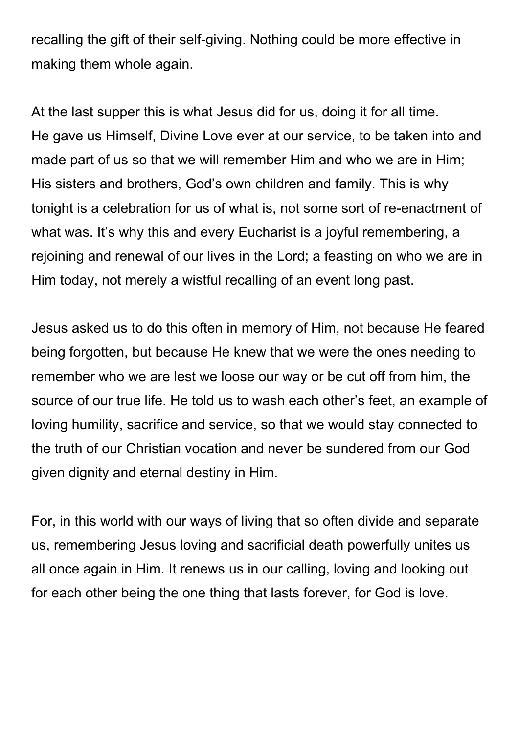recalling the gift of their self-giving. Nothing could be more effective in making them whole again.

At the last supper this is what Jesus did for us, doing it for all time. He gave us Himself, Divine Love ever at our service, to be taken into and made part of us so that we will remember Him and who we are in Him; His sisters and brothers, God's own children and family. This is why tonight is a celebration for us of what is, not some sort of re-enactment of what was. It's why this and every Eucharist is a joyful remembering, a rejoining and renewal of our lives in the Lord; a feasting on who we are in Him today, not merely a wistful recalling of an event long past.

Jesus asked us to do this often in memory of Him, not because He feared being forgotten, but because He knew that we were the ones needing to remember who we are lest we loose our way or be cut off from him, the source of our true life. He told us to wash each other's feet, an example of loving humility, sacrifice and service, so that we would stay connected to the truth of our Christian vocation and never be sundered from our God given dignity and eternal destiny in Him.

For, in this world with our ways of living that so often divide and separate us, remembering Jesus loving and sacrificial death powerfully unites us all once again in Him. It renews us in our calling, loving and looking out for each other being the one thing that lasts forever, for God is love.